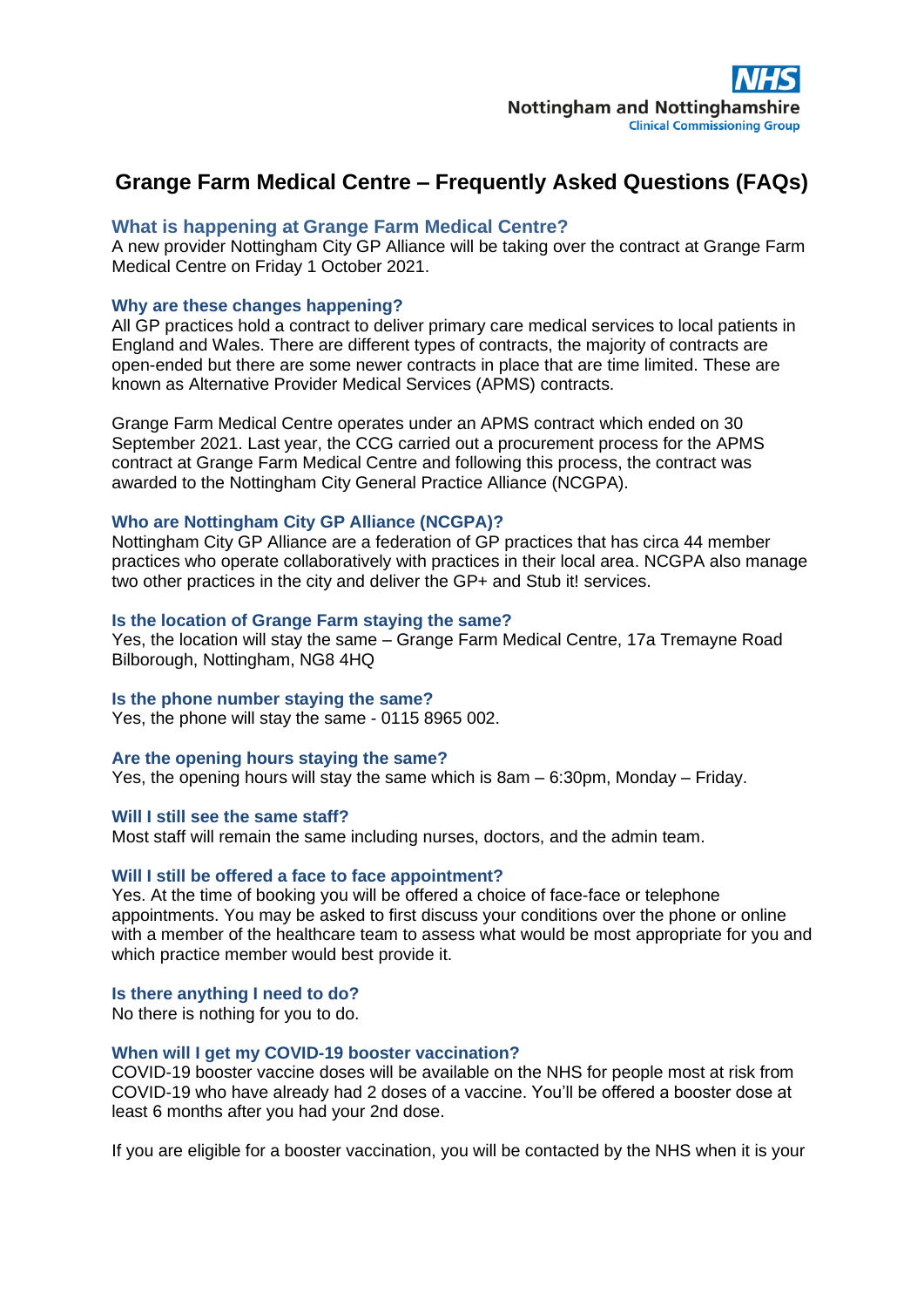# Grange Farm Medical Centre – Frequently Asked Questions (FAQs)

### What is happening at Grange Farm Medical Centre?

A new provider Nottingham City GP Alliance will be taking over the contract at Grange Farm Medical Centre on Friday 1 October 2021.

### Why are these changes happening?

All GP practices hold a contract to deliver primary care medical services to local patients in England and Wales. There are different types of contracts, the majority of contracts are open-ended but there are some newer contracts in place that are time limited. These are known as Alternative Provider Medical Services (APMS) contracts.

Grange Farm Medical Centre operates under an APMS contract which ended on 30 September 2021. Last year, the CCG carried out a procurement process for the APMS contract at Grange Farm Medical Centre and following this process, the contract was awarded to the Nottingham City General Practice Alliance (NCGPA).

### Who are Nottingham City GP Alliance (NCGPA)?

Nottingham City GP Alliance are a federation of GP practices that has circa 44 member practices who operate collaboratively with practices in their local area. NCGPA also manage two other practices in the city and deliver the GP+ and Stub it! services.

### Is the location of Grange Farm staying the same?

Yes, the location will stay the same – Grange Farm Medical Centre, 17a Tremayne Road Bilborough, Nottingham, NG8 4HQ

### Is the phone number staying the same?

Yes, the phone will stay the same - 0115 8965 002.

### Are the opening hours staying the same?

Yes, the opening hours will stay the same which is 8am – 6:30pm, Monday – Friday.

### Will I still see the same staff?

Most staff will remain the same including nurses, doctors, and the admin team.

### Will I still be offered a face to face appointment?

Yes. At the time of booking you will be offered a choice of face-face or telephone appointments. You may be asked to first discuss your conditions over the phone or online with a member of the healthcare team to assess what would be most appropriate for you and which practice member would best provide it.

### Is there anything I need to do?

No there is nothing for you to do.

### When will I get my COVID-19 booster vaccination?

COVID-19 booster vaccine doses will be available on the NHS for people most at risk from COVID-19 who have already had 2 doses of a vaccine. You'll be offered a booster dose at least 6 months after you had your 2nd dose.

If you are eligible for a booster vaccination, you will be contacted by the NHS when it is your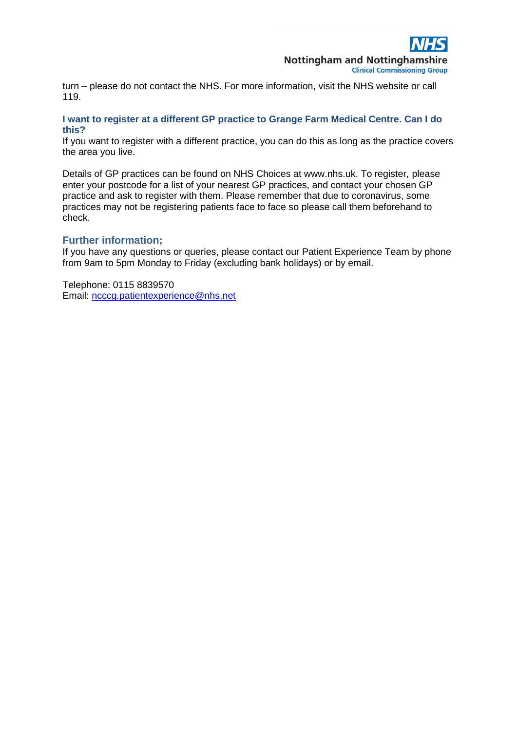turn – please do not contact the NHS. For more information, visit the NHS website or call 119.

### I want to register at a different GP practice to Grange Farm Medical Centre. Can I do this?

If you want to register with a different practice, you can do this as long as the practice covers the area you live.

Details of GP practices can be found on NHS Choices at www.nhs.uk. To register, please enter your postcode for a list of your nearest GP practices, and contact your chosen GP practice and ask to register with them. Please remember that due to coronavirus, some practices may not be registering patients face to face so please call them beforehand to check.

## Further information;

If you have any questions or queries, please contact our Patient Experience Team by phone from 9am to 5pm Monday to Friday (excluding bank holidays) or by email.

Telephone: 0115 8839570
Email: [ncccg.patientexperience@nhs.net](mailto:ncccg.patientexperience@nhs.net)